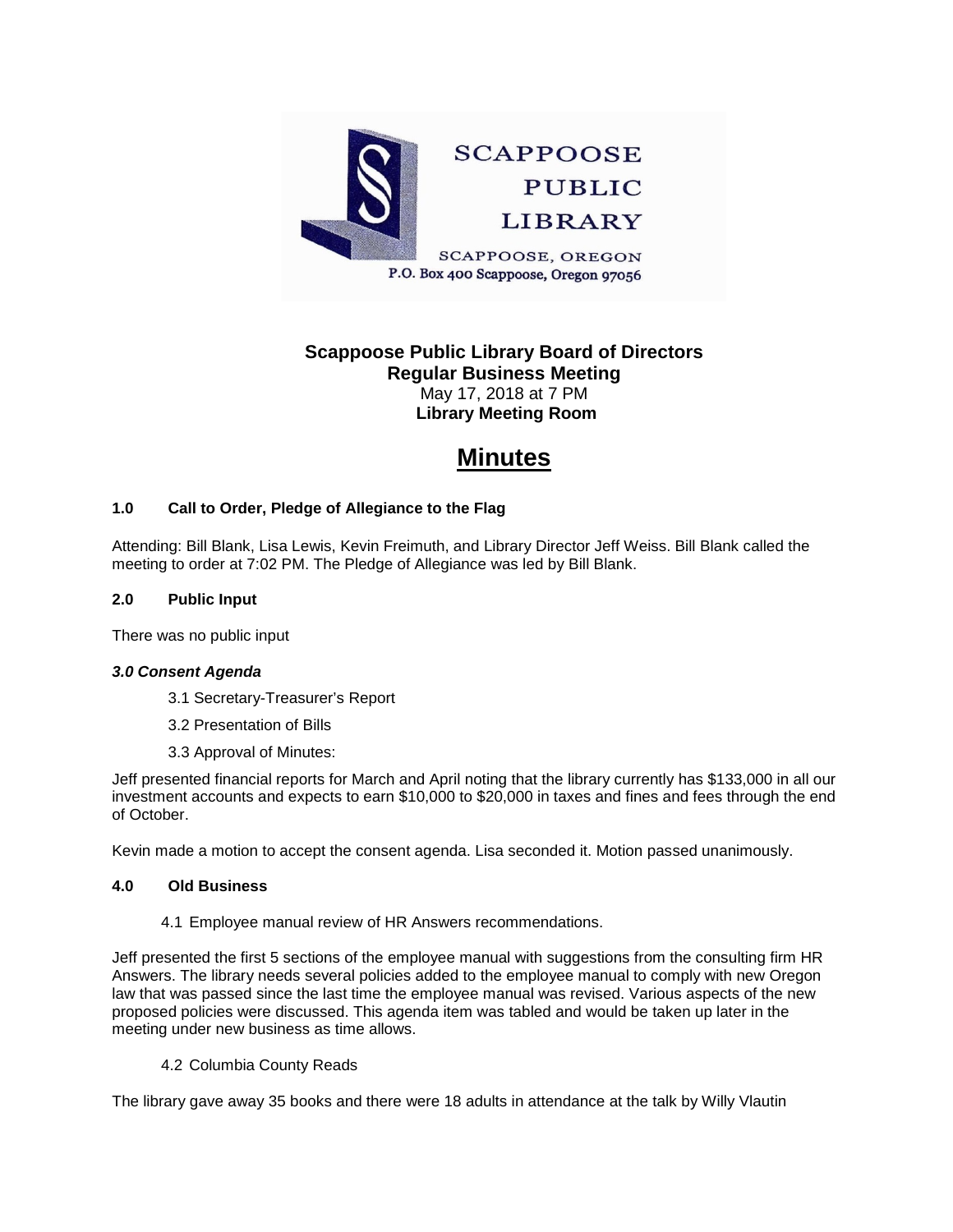SCAPPOOSE PUBLIC LIBRARY

SCAPPOOSE, OREGON

P.O. Box 400 Scappoose, Oregon 97056

**Scappoose Public Library Board of Directors**
**Regular Business Meeting**
May 17, 2018 at 7 PM
**Library Meeting Room**

# Minutes

### 1.0 Call to Order, Pledge of Allegiance to the Flag

Attending: Bill Blank, Lisa Lewis, Kevin Freimuth, and Library Director Jeff Weiss. Bill Blank called the meeting to order at 7:02 PM. The Pledge of Allegiance was led by Bill Blank.

### 2.0 Public Input

There was no public input

### *3.0 Consent Agenda*

3.1 Secretary-Treasurer's Report

3.2 Presentation of Bills

3.3 Approval of Minutes:

Jeff presented financial reports for March and April noting that the library currently has $133,000 in all our investment accounts and expects to earn $10,000 to $20,000 in taxes and fines and fees through the end of October.

Kevin made a motion to accept the consent agenda. Lisa seconded it. Motion passed unanimously.

### 4.0 Old Business

4.1 Employee manual review of HR Answers recommendations.

Jeff presented the first 5 sections of the employee manual with suggestions from the consulting firm HR Answers. The library needs several policies added to the employee manual to comply with new Oregon law that was passed since the last time the employee manual was revised. Various aspects of the new proposed policies were discussed. This agenda item was tabled and would be taken up later in the meeting under new business as time allows.

4.2 Columbia County Reads

The library gave away 35 books and there were 18 adults in attendance at the talk by Willy Vlautin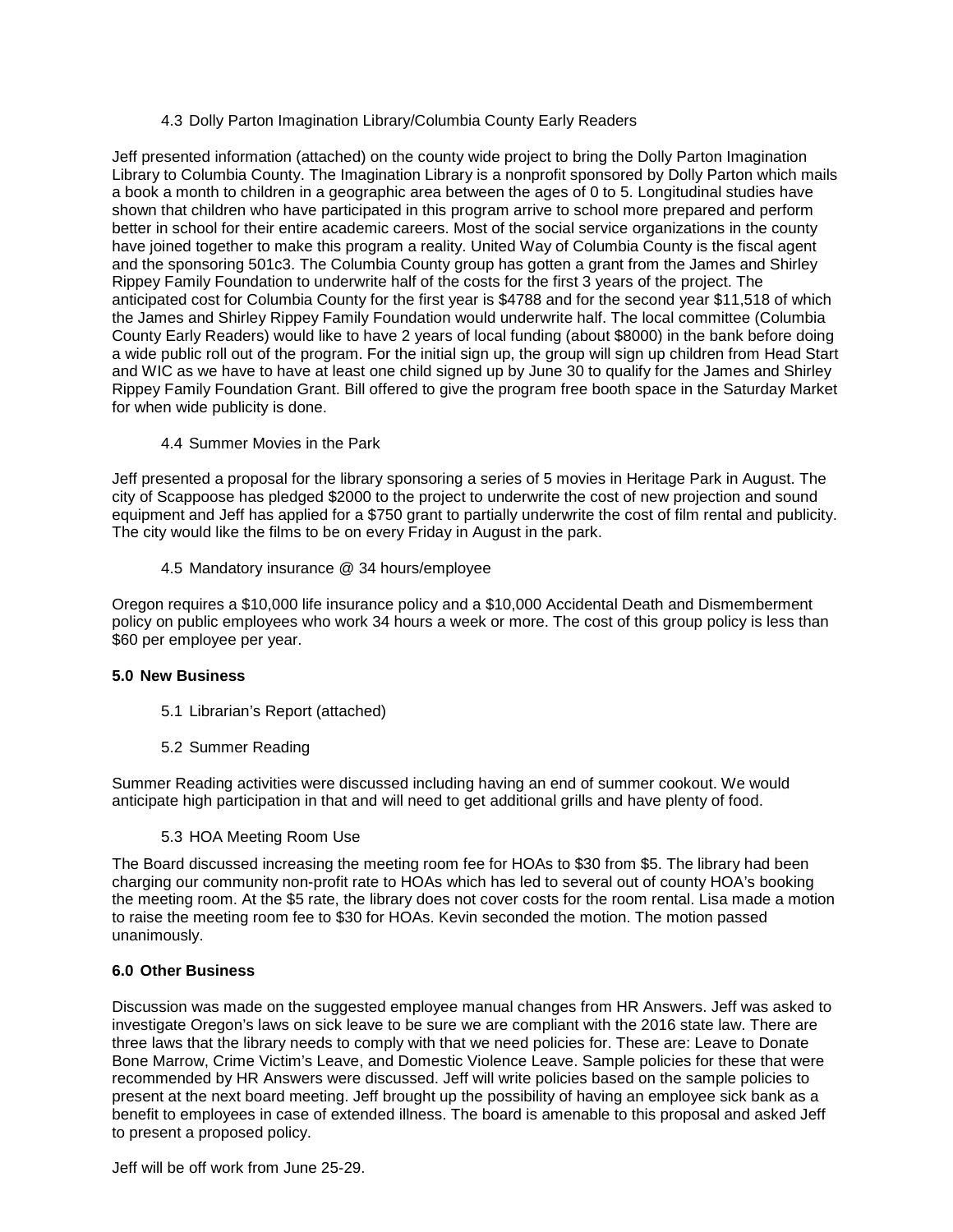4.3 Dolly Parton Imagination Library/Columbia County Early Readers

Jeff presented information (attached) on the county wide project to bring the Dolly Parton Imagination Library to Columbia County. The Imagination Library is a nonprofit sponsored by Dolly Parton which mails a book a month to children in a geographic area between the ages of 0 to 5. Longitudinal studies have shown that children who have participated in this program arrive to school more prepared and perform better in school for their entire academic careers. Most of the social service organizations in the county have joined together to make this program a reality. United Way of Columbia County is the fiscal agent and the sponsoring 501c3. The Columbia County group has gotten a grant from the James and Shirley Rippey Family Foundation to underwrite half of the costs for the first 3 years of the project. The anticipated cost for Columbia County for the first year is $4788 and for the second year $11,518 of which the James and Shirley Rippey Family Foundation would underwrite half. The local committee (Columbia County Early Readers) would like to have 2 years of local funding (about $8000) in the bank before doing a wide public roll out of the program. For the initial sign up, the group will sign up children from Head Start and WIC as we have to have at least one child signed up by June 30 to qualify for the James and Shirley Rippey Family Foundation Grant. Bill offered to give the program free booth space in the Saturday Market for when wide publicity is done.

4.4 Summer Movies in the Park

Jeff presented a proposal for the library sponsoring a series of 5 movies in Heritage Park in August. The city of Scappoose has pledged $2000 to the project to underwrite the cost of new projection and sound equipment and Jeff has applied for a $750 grant to partially underwrite the cost of film rental and publicity. The city would like the films to be on every Friday in August in the park.

4.5 Mandatory insurance @ 34 hours/employee

Oregon requires a $10,000 life insurance policy and a $10,000 Accidental Death and Dismemberment policy on public employees who work 34 hours a week or more. The cost of this group policy is less than $60 per employee per year.

**5.0 New Business**

5.1 Librarian's Report (attached)

5.2 Summer Reading

Summer Reading activities were discussed including having an end of summer cookout. We would anticipate high participation in that and will need to get additional grills and have plenty of food.

5.3 HOA Meeting Room Use

The Board discussed increasing the meeting room fee for HOAs to $30 from $5. The library had been charging our community non-profit rate to HOAs which has led to several out of county HOA's booking the meeting room. At the $5 rate, the library does not cover costs for the room rental. Lisa made a motion to raise the meeting room fee to $30 for HOAs. Kevin seconded the motion. The motion passed unanimously.

**6.0 Other Business**

Discussion was made on the suggested employee manual changes from HR Answers. Jeff was asked to investigate Oregon's laws on sick leave to be sure we are compliant with the 2016 state law. There are three laws that the library needs to comply with that we need policies for. These are: Leave to Donate Bone Marrow, Crime Victim's Leave, and Domestic Violence Leave. Sample policies for these that were recommended by HR Answers were discussed. Jeff will write policies based on the sample policies to present at the next board meeting. Jeff brought up the possibility of having an employee sick bank as a benefit to employees in case of extended illness. The board is amenable to this proposal and asked Jeff to present a proposed policy.

Jeff will be off work from June 25-29.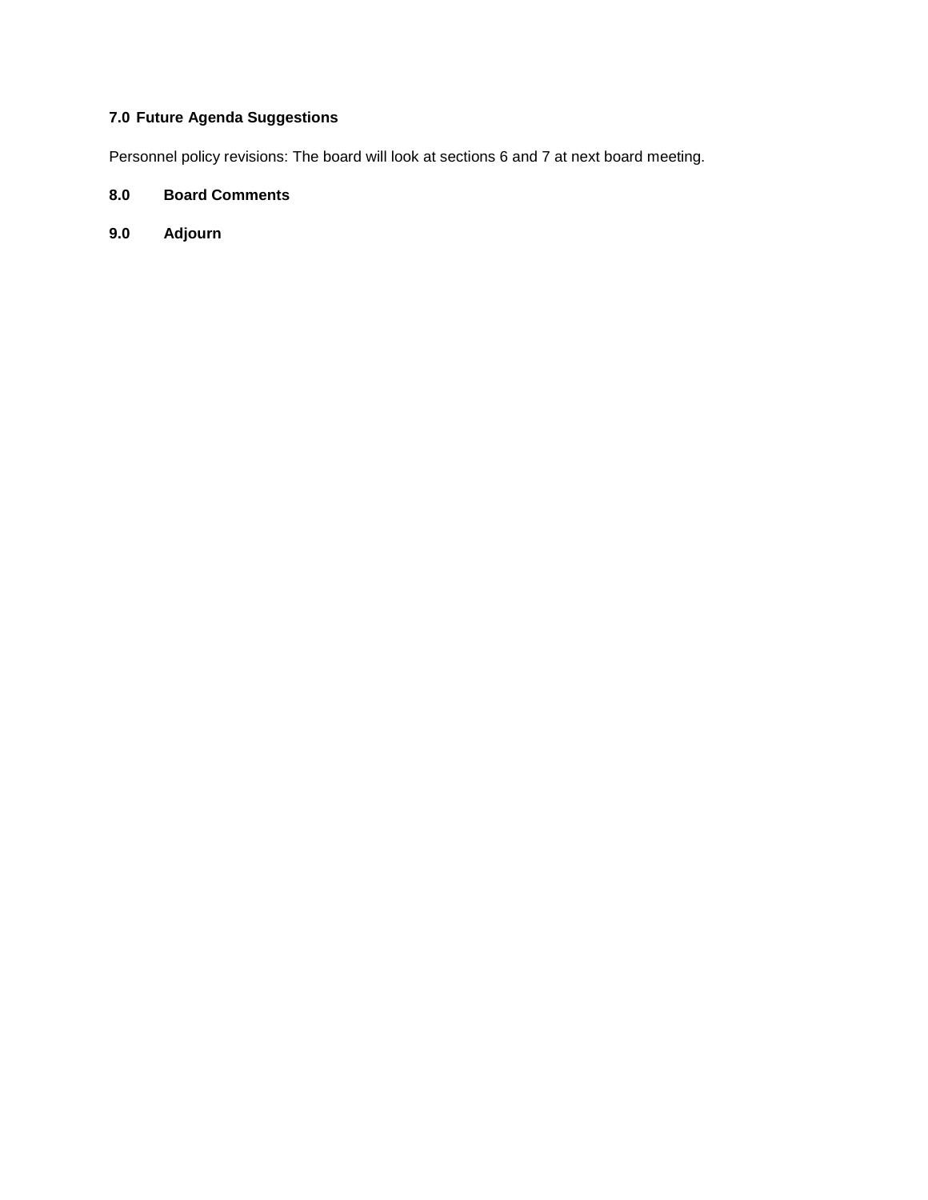**7.0 Future Agenda Suggestions**

Personnel policy revisions: The board will look at sections 6 and 7 at next board meeting.

**8.0 Board Comments**

**9.0 Adjourn**